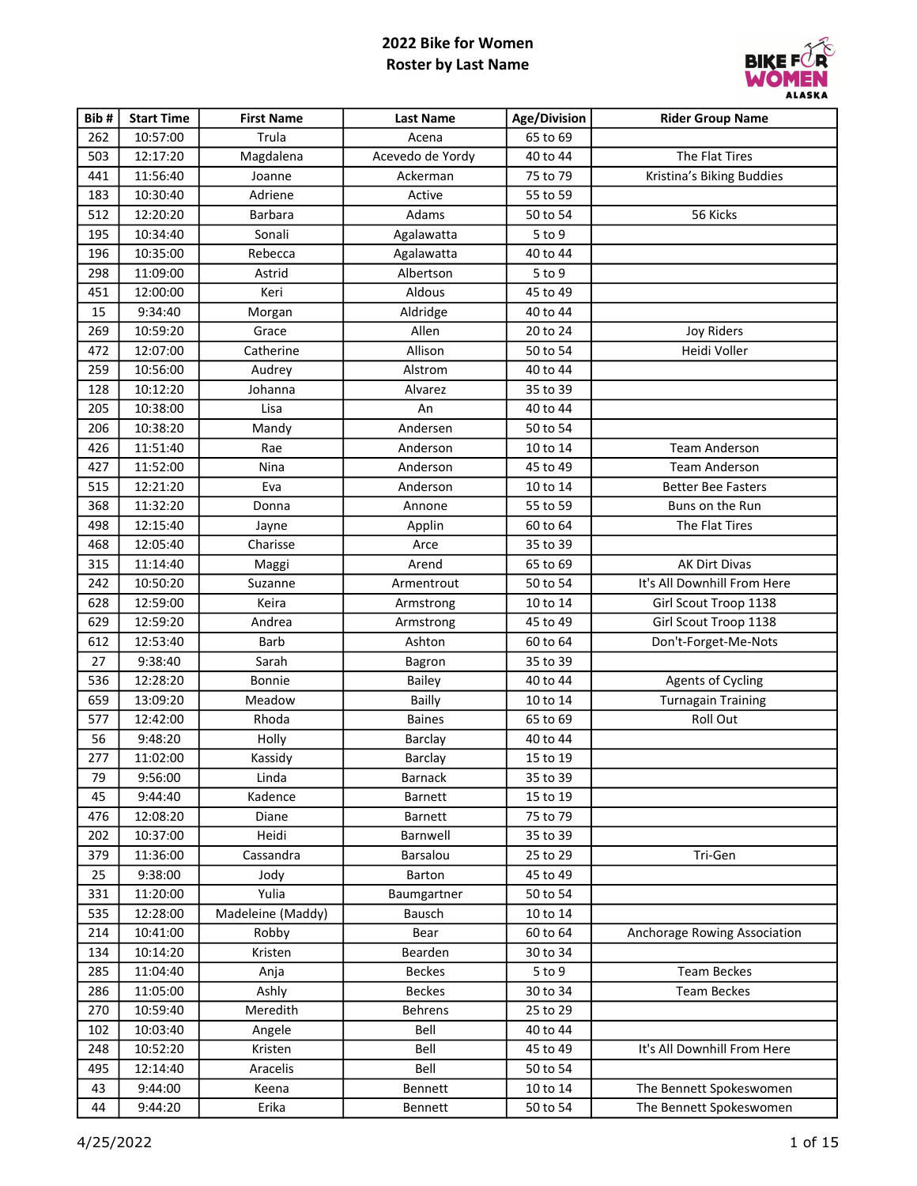# 2022 Bike for Women
## Roster by Last Name

| Bib # | Start Time | First Name | Last Name | Age/Division | Rider Group Name |
|---|---|---|---|---|---|
| 262 | 10:57:00 | Trula | Acena | 65 to 69 | |
| 503 | 12:17:20 | Magdalena | Acevedo de Yordy | 40 to 44 | The Flat Tires |
| 441 | 11:56:40 | Joanne | Ackerman | 75 to 79 | Kristina's Biking Buddies |
| 183 | 10:30:40 | Adriene | Active | 55 to 59 | |
| 512 | 12:20:20 | Barbara | Adams | 50 to 54 | 56 Kicks |
| 195 | 10:34:40 | Sonali | Agalawatta | 5 to 9 | |
| 196 | 10:35:00 | Rebecca | Agalawatta | 40 to 44 | |
| 298 | 11:09:00 | Astrid | Albertson | 5 to 9 | |
| 451 | 12:00:00 | Keri | Aldous | 45 to 49 | |
| 15 | 9:34:40 | Morgan | Aldridge | 40 to 44 | |
| 269 | 10:59:20 | Grace | Allen | 20 to 24 | Joy Riders |
| 472 | 12:07:00 | Catherine | Allison | 50 to 54 | Heidi Voller |
| 259 | 10:56:00 | Audrey | Alstrom | 40 to 44 | |
| 128 | 10:12:20 | Johanna | Alvarez | 35 to 39 | |
| 205 | 10:38:00 | Lisa | An | 40 to 44 | |
| 206 | 10:38:20 | Mandy | Andersen | 50 to 54 | |
| 426 | 11:51:40 | Rae | Anderson | 10 to 14 | Team Anderson |
| 427 | 11:52:00 | Nina | Anderson | 45 to 49 | Team Anderson |
| 515 | 12:21:20 | Eva | Anderson | 10 to 14 | Better Bee Fasters |
| 368 | 11:32:20 | Donna | Annone | 55 to 59 | Buns on the Run |
| 498 | 12:15:40 | Jayne | Applin | 60 to 64 | The Flat Tires |
| 468 | 12:05:40 | Charisse | Arce | 35 to 39 | |
| 315 | 11:14:40 | Maggi | Arend | 65 to 69 | AK Dirt Divas |
| 242 | 10:50:20 | Suzanne | Armentrout | 50 to 54 | It's All Downhill From Here |
| 628 | 12:59:00 | Keira | Armstrong | 10 to 14 | Girl Scout Troop 1138 |
| 629 | 12:59:20 | Andrea | Armstrong | 45 to 49 | Girl Scout Troop 1138 |
| 612 | 12:53:40 | Barb | Ashton | 60 to 64 | Don't-Forget-Me-Nots |
| 27 | 9:38:40 | Sarah | Bagron | 35 to 39 | |
| 536 | 12:28:20 | Bonnie | Bailey | 40 to 44 | Agents of Cycling |
| 659 | 13:09:20 | Meadow | Bailly | 10 to 14 | Turnagain Training |
| 577 | 12:42:00 | Rhoda | Baines | 65 to 69 | Roll Out |
| 56 | 9:48:20 | Holly | Barclay | 40 to 44 | |
| 277 | 11:02:00 | Kassidy | Barclay | 15 to 19 | |
| 79 | 9:56:00 | Linda | Barnack | 35 to 39 | |
| 45 | 9:44:40 | Kadence | Barnett | 15 to 19 | |
| 476 | 12:08:20 | Diane | Barnett | 75 to 79 | |
| 202 | 10:37:00 | Heidi | Barnwell | 35 to 39 | |
| 379 | 11:36:00 | Cassandra | Barsalou | 25 to 29 | Tri-Gen |
| 25 | 9:38:00 | Jody | Barton | 45 to 49 | |
| 331 | 11:20:00 | Yulia | Baumgartner | 50 to 54 | |
| 535 | 12:28:00 | Madeleine (Maddy) | Bausch | 10 to 14 | |
| 214 | 10:41:00 | Robby | Bear | 60 to 64 | Anchorage Rowing Association |
| 134 | 10:14:20 | Kristen | Bearden | 30 to 34 | |
| 285 | 11:04:40 | Anja | Beckes | 5 to 9 | Team Beckes |
| 286 | 11:05:00 | Ashly | Beckes | 30 to 34 | Team Beckes |
| 270 | 10:59:40 | Meredith | Behrens | 25 to 29 | |
| 102 | 10:03:40 | Angele | Bell | 40 to 44 | |
| 248 | 10:52:20 | Kristen | Bell | 45 to 49 | It's All Downhill From Here |
| 495 | 12:14:40 | Aracelis | Bell | 50 to 54 | |
| 43 | 9:44:00 | Keena | Bennett | 10 to 14 | The Bennett Spokeswomen |
| 44 | 9:44:20 | Erika | Bennett | 50 to 54 | The Bennett Spokeswomen |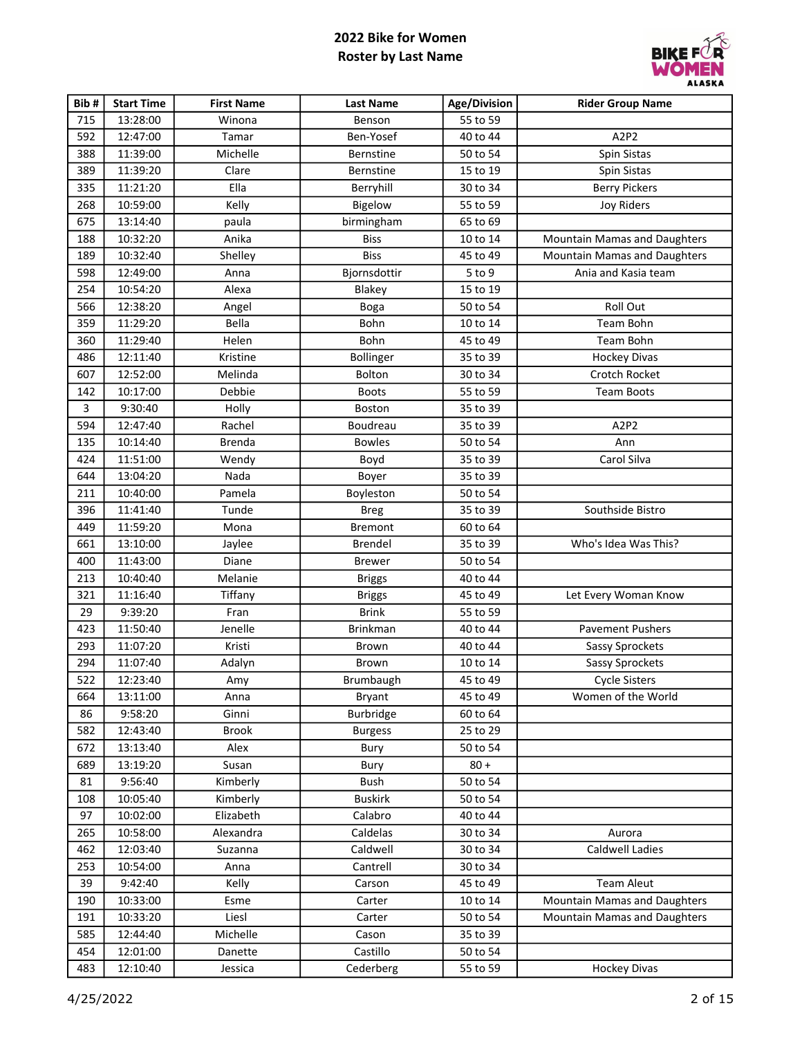## 2022 Bike for Women
## Roster by Last Name

| Bib # | Start Time | First Name | Last Name | Age/Division | Rider Group Name |
|---|---|---|---|---|---|
| 715 | 13:28:00 | Winona | Benson | 55 to 59 | |
| 592 | 12:47:00 | Tamar | Ben-Yosef | 40 to 44 | A2P2 |
| 388 | 11:39:00 | Michelle | Bernstine | 50 to 54 | Spin Sistas |
| 389 | 11:39:20 | Clare | Bernstine | 15 to 19 | Spin Sistas |
| 335 | 11:21:20 | Ella | Berryhill | 30 to 34 | Berry Pickers |
| 268 | 10:59:00 | Kelly | Bigelow | 55 to 59 | Joy Riders |
| 675 | 13:14:40 | paula | birmingham | 65 to 69 | |
| 188 | 10:32:20 | Anika | Biss | 10 to 14 | Mountain Mamas and Daughters |
| 189 | 10:32:40 | Shelley | Biss | 45 to 49 | Mountain Mamas and Daughters |
| 598 | 12:49:00 | Anna | Bjornsdottir | 5 to 9 | Ania and Kasia team |
| 254 | 10:54:20 | Alexa | Blakey | 15 to 19 | |
| 566 | 12:38:20 | Angel | Boga | 50 to 54 | Roll Out |
| 359 | 11:29:20 | Bella | Bohn | 10 to 14 | Team Bohn |
| 360 | 11:29:40 | Helen | Bohn | 45 to 49 | Team Bohn |
| 486 | 12:11:40 | Kristine | Bollinger | 35 to 39 | Hockey Divas |
| 607 | 12:52:00 | Melinda | Bolton | 30 to 34 | Crotch Rocket |
| 142 | 10:17:00 | Debbie | Boots | 55 to 59 | Team Boots |
| 3 | 9:30:40 | Holly | Boston | 35 to 39 | |
| 594 | 12:47:40 | Rachel | Boudreau | 35 to 39 | A2P2 |
| 135 | 10:14:40 | Brenda | Bowles | 50 to 54 | Ann |
| 424 | 11:51:00 | Wendy | Boyd | 35 to 39 | Carol Silva |
| 644 | 13:04:20 | Nada | Boyer | 35 to 39 | |
| 211 | 10:40:00 | Pamela | Boyleston | 50 to 54 | |
| 396 | 11:41:40 | Tunde | Breg | 35 to 39 | Southside Bistro |
| 449 | 11:59:20 | Mona | Bremont | 60 to 64 | |
| 661 | 13:10:00 | Jaylee | Brendel | 35 to 39 | Who's Idea Was This? |
| 400 | 11:43:00 | Diane | Brewer | 50 to 54 | |
| 213 | 10:40:40 | Melanie | Briggs | 40 to 44 | |
| 321 | 11:16:40 | Tiffany | Briggs | 45 to 49 | Let Every Woman Know |
| 29 | 9:39:20 | Fran | Brink | 55 to 59 | |
| 423 | 11:50:40 | Jenelle | Brinkman | 40 to 44 | Pavement Pushers |
| 293 | 11:07:20 | Kristi | Brown | 40 to 44 | Sassy Sprockets |
| 294 | 11:07:40 | Adalyn | Brown | 10 to 14 | Sassy Sprockets |
| 522 | 12:23:40 | Amy | Brumbaugh | 45 to 49 | Cycle Sisters |
| 664 | 13:11:00 | Anna | Bryant | 45 to 49 | Women of the World |
| 86 | 9:58:20 | Ginni | Burbridge | 60 to 64 | |
| 582 | 12:43:40 | Brook | Burgess | 25 to 29 | |
| 672 | 13:13:40 | Alex | Bury | 50 to 54 | |
| 689 | 13:19:20 | Susan | Bury | 80 + | |
| 81 | 9:56:40 | Kimberly | Bush | 50 to 54 | |
| 108 | 10:05:40 | Kimberly | Buskirk | 50 to 54 | |
| 97 | 10:02:00 | Elizabeth | Calabro | 40 to 44 | |
| 265 | 10:58:00 | Alexandra | Caldelas | 30 to 34 | Aurora |
| 462 | 12:03:40 | Suzanna | Caldwell | 30 to 34 | Caldwell Ladies |
| 253 | 10:54:00 | Anna | Cantrell | 30 to 34 | |
| 39 | 9:42:40 | Kelly | Carson | 45 to 49 | Team Aleut |
| 190 | 10:33:00 | Esme | Carter | 10 to 14 | Mountain Mamas and Daughters |
| 191 | 10:33:20 | Liesl | Carter | 50 to 54 | Mountain Mamas and Daughters |
| 585 | 12:44:40 | Michelle | Cason | 35 to 39 | |
| 454 | 12:01:00 | Danette | Castillo | 50 to 54 | |
| 483 | 12:10:40 | Jessica | Cederberg | 55 to 59 | Hockey Divas |

4/25/2022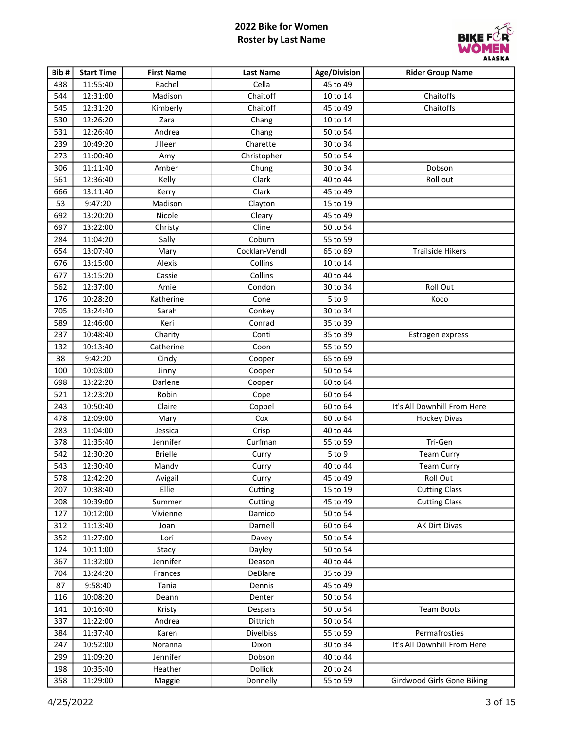**2022 Bike for Women**
**Roster by Last Name**

| Bib # | Start Time | First Name | Last Name | Age/Division | Rider Group Name |
|---|---|---|---|---|---|
| 438 | 11:55:40 | Rachel | Cella | 45 to 49 | |
| 544 | 12:31:00 | Madison | Chaitoff | 10 to 14 | Chaitoffs |
| 545 | 12:31:20 | Kimberly | Chaitoff | 45 to 49 | Chaitoffs |
| 530 | 12:26:20 | Zara | Chang | 10 to 14 | |
| 531 | 12:26:40 | Andrea | Chang | 50 to 54 | |
| 239 | 10:49:20 | Jilleen | Charette | 30 to 34 | |
| 273 | 11:00:40 | Amy | Christopher | 50 to 54 | |
| 306 | 11:11:40 | Amber | Chung | 30 to 34 | Dobson |
| 561 | 12:36:40 | Kelly | Clark | 40 to 44 | Roll out |
| 666 | 13:11:40 | Kerry | Clark | 45 to 49 | |
| 53 | 9:47:20 | Madison | Clayton | 15 to 19 | |
| 692 | 13:20:20 | Nicole | Cleary | 45 to 49 | |
| 697 | 13:22:00 | Christy | Cline | 50 to 54 | |
| 284 | 11:04:20 | Sally | Coburn | 55 to 59 | |
| 654 | 13:07:40 | Mary | Cocklan-Vendl | 65 to 69 | Trailside Hikers |
| 676 | 13:15:00 | Alexis | Collins | 10 to 14 | |
| 677 | 13:15:20 | Cassie | Collins | 40 to 44 | |
| 562 | 12:37:00 | Amie | Condon | 30 to 34 | Roll Out |
| 176 | 10:28:20 | Katherine | Cone | 5 to 9 | Koco |
| 705 | 13:24:40 | Sarah | Conkey | 30 to 34 | |
| 589 | 12:46:00 | Keri | Conrad | 35 to 39 | |
| 237 | 10:48:40 | Charity | Conti | 35 to 39 | Estrogen express |
| 132 | 10:13:40 | Catherine | Coon | 55 to 59 | |
| 38 | 9:42:20 | Cindy | Cooper | 65 to 69 | |
| 100 | 10:03:00 | Jinny | Cooper | 50 to 54 | |
| 698 | 13:22:20 | Darlene | Cooper | 60 to 64 | |
| 521 | 12:23:20 | Robin | Cope | 60 to 64 | |
| 243 | 10:50:40 | Claire | Coppel | 60 to 64 | It's All Downhill From Here |
| 478 | 12:09:00 | Mary | Cox | 60 to 64 | Hockey Divas |
| 283 | 11:04:00 | Jessica | Crisp | 40 to 44 | |
| 378 | 11:35:40 | Jennifer | Curfman | 55 to 59 | Tri-Gen |
| 542 | 12:30:20 | Brielle | Curry | 5 to 9 | Team Curry |
| 543 | 12:30:40 | Mandy | Curry | 40 to 44 | Team Curry |
| 578 | 12:42:20 | Avigail | Curry | 45 to 49 | Roll Out |
| 207 | 10:38:40 | Ellie | Cutting | 15 to 19 | Cutting Class |
| 208 | 10:39:00 | Summer | Cutting | 45 to 49 | Cutting Class |
| 127 | 10:12:00 | Vivienne | Damico | 50 to 54 | |
| 312 | 11:13:40 | Joan | Darnell | 60 to 64 | AK Dirt Divas |
| 352 | 11:27:00 | Lori | Davey | 50 to 54 | |
| 124 | 10:11:00 | Stacy | Dayley | 50 to 54 | |
| 367 | 11:32:00 | Jennifer | Deason | 40 to 44 | |
| 704 | 13:24:20 | Frances | DeBlare | 35 to 39 | |
| 87 | 9:58:40 | Tania | Dennis | 45 to 49 | |
| 116 | 10:08:20 | Deann | Denter | 50 to 54 | |
| 141 | 10:16:40 | Kristy | Despars | 50 to 54 | Team Boots |
| 337 | 11:22:00 | Andrea | Dittrich | 50 to 54 | |
| 384 | 11:37:40 | Karen | Divelbiss | 55 to 59 | Permafrosties |
| 247 | 10:52:00 | Noranna | Dixon | 30 to 34 | It's All Downhill From Here |
| 299 | 11:09:20 | Jennifer | Dobson | 40 to 44 | |
| 198 | 10:35:40 | Heather | Dollick | 20 to 24 | |
| 358 | 11:29:00 | Maggie | Donnelly | 55 to 59 | Girdwood Girls Gone Biking |

4/25/2022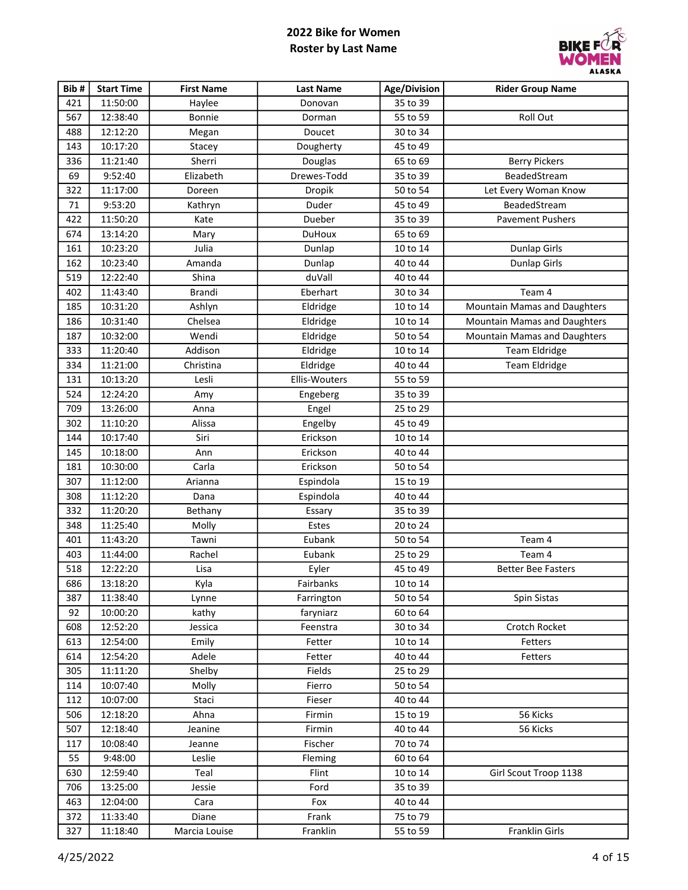**2022 Bike for Women**
**Roster by Last Name**

| Bib # | Start Time | First Name | Last Name | Age/Division | Rider Group Name |
|---|---|---|---|---|---|
| 421 | 11:50:00 | Haylee | Donovan | 35 to 39 | |
| 567 | 12:38:40 | Bonnie | Dorman | 55 to 59 | Roll Out |
| 488 | 12:12:20 | Megan | Doucet | 30 to 34 | |
| 143 | 10:17:20 | Stacey | Dougherty | 45 to 49 | |
| 336 | 11:21:40 | Sherri | Douglas | 65 to 69 | Berry Pickers |
| 69 | 9:52:40 | Elizabeth | Drewes-Todd | 35 to 39 | BeadedStream |
| 322 | 11:17:00 | Doreen | Dropik | 50 to 54 | Let Every Woman Know |
| 71 | 9:53:20 | Kathryn | Duder | 45 to 49 | BeadedStream |
| 422 | 11:50:20 | Kate | Dueber | 35 to 39 | Pavement Pushers |
| 674 | 13:14:20 | Mary | DuHoux | 65 to 69 | |
| 161 | 10:23:20 | Julia | Dunlap | 10 to 14 | Dunlap Girls |
| 162 | 10:23:40 | Amanda | Dunlap | 40 to 44 | Dunlap Girls |
| 519 | 12:22:40 | Shina | duVall | 40 to 44 | |
| 402 | 11:43:40 | Brandi | Eberhart | 30 to 34 | Team 4 |
| 185 | 10:31:20 | Ashlyn | Eldridge | 10 to 14 | Mountain Mamas and Daughters |
| 186 | 10:31:40 | Chelsea | Eldridge | 10 to 14 | Mountain Mamas and Daughters |
| 187 | 10:32:00 | Wendi | Eldridge | 50 to 54 | Mountain Mamas and Daughters |
| 333 | 11:20:40 | Addison | Eldridge | 10 to 14 | Team Eldridge |
| 334 | 11:21:00 | Christina | Eldridge | 40 to 44 | Team Eldridge |
| 131 | 10:13:20 | Lesli | Ellis-Wouters | 55 to 59 | |
| 524 | 12:24:20 | Amy | Engeberg | 35 to 39 | |
| 709 | 13:26:00 | Anna | Engel | 25 to 29 | |
| 302 | 11:10:20 | Alissa | Engelby | 45 to 49 | |
| 144 | 10:17:40 | Siri | Erickson | 10 to 14 | |
| 145 | 10:18:00 | Ann | Erickson | 40 to 44 | |
| 181 | 10:30:00 | Carla | Erickson | 50 to 54 | |
| 307 | 11:12:00 | Arianna | Espindola | 15 to 19 | |
| 308 | 11:12:20 | Dana | Espindola | 40 to 44 | |
| 332 | 11:20:20 | Bethany | Essary | 35 to 39 | |
| 348 | 11:25:40 | Molly | Estes | 20 to 24 | |
| 401 | 11:43:20 | Tawni | Eubank | 50 to 54 | Team 4 |
| 403 | 11:44:00 | Rachel | Eubank | 25 to 29 | Team 4 |
| 518 | 12:22:20 | Lisa | Eyler | 45 to 49 | Better Bee Fasters |
| 686 | 13:18:20 | Kyla | Fairbanks | 10 to 14 | |
| 387 | 11:38:40 | Lynne | Farrington | 50 to 54 | Spin Sistas |
| 92 | 10:00:20 | kathy | faryniarz | 60 to 64 | |
| 608 | 12:52:20 | Jessica | Feenstra | 30 to 34 | Crotch Rocket |
| 613 | 12:54:00 | Emily | Fetter | 10 to 14 | Fetters |
| 614 | 12:54:20 | Adele | Fetter | 40 to 44 | Fetters |
| 305 | 11:11:20 | Shelby | Fields | 25 to 29 | |
| 114 | 10:07:40 | Molly | Fierro | 50 to 54 | |
| 112 | 10:07:00 | Staci | Fieser | 40 to 44 | |
| 506 | 12:18:20 | Ahna | Firmin | 15 to 19 | 56 Kicks |
| 507 | 12:18:40 | Jeanine | Firmin | 40 to 44 | 56 Kicks |
| 117 | 10:08:40 | Jeanne | Fischer | 70 to 74 | |
| 55 | 9:48:00 | Leslie | Fleming | 60 to 64 | |
| 630 | 12:59:40 | Teal | Flint | 10 to 14 | Girl Scout Troop 1138 |
| 706 | 13:25:00 | Jessie | Ford | 35 to 39 | |
| 463 | 12:04:00 | Cara | Fox | 40 to 44 | |
| 372 | 11:33:40 | Diane | Frank | 75 to 79 | |
| 327 | 11:18:40 | Marcia Louise | Franklin | 55 to 59 | Franklin Girls |

4/25/2022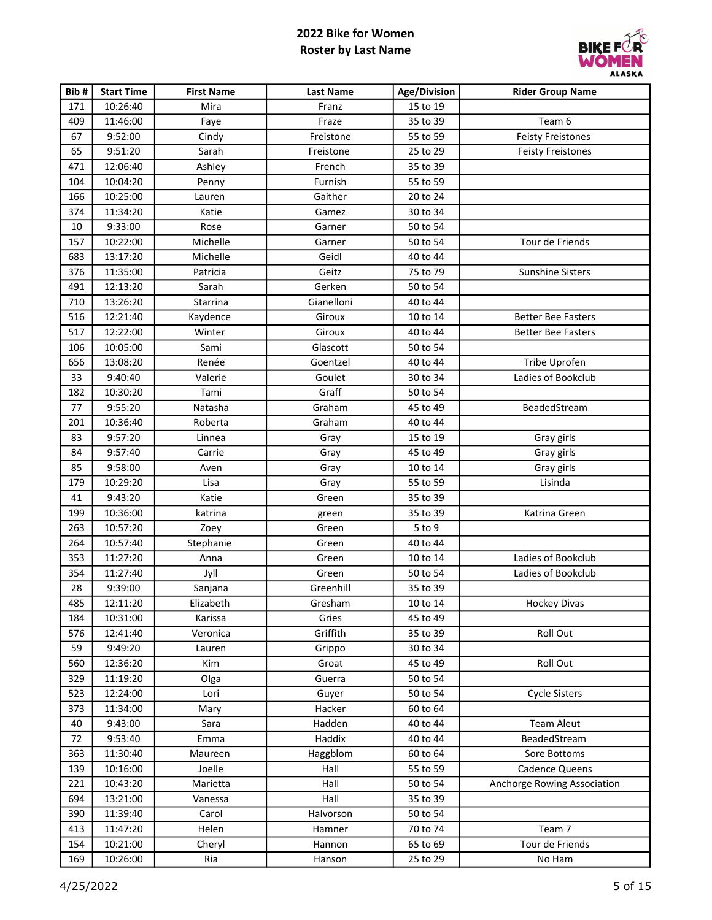# 2022 Bike for Women
## Roster by Last Name

| Bib # | Start Time | First Name | Last Name | Age/Division | Rider Group Name |
|---|---|---|---|---|---|
| 171 | 10:26:40 | Mira | Franz | 15 to 19 | |
| 409 | 11:46:00 | Faye | Fraze | 35 to 39 | Team 6 |
| 67 | 9:52:00 | Cindy | Freistone | 55 to 59 | Feisty Freistones |
| 65 | 9:51:20 | Sarah | Freistone | 25 to 29 | Feisty Freistones |
| 471 | 12:06:40 | Ashley | French | 35 to 39 | |
| 104 | 10:04:20 | Penny | Furnish | 55 to 59 | |
| 166 | 10:25:00 | Lauren | Gaither | 20 to 24 | |
| 374 | 11:34:20 | Katie | Gamez | 30 to 34 | |
| 10 | 9:33:00 | Rose | Garner | 50 to 54 | |
| 157 | 10:22:00 | Michelle | Garner | 50 to 54 | Tour de Friends |
| 683 | 13:17:20 | Michelle | Geidl | 40 to 44 | |
| 376 | 11:35:00 | Patricia | Geitz | 75 to 79 | Sunshine Sisters |
| 491 | 12:13:20 | Sarah | Gerken | 50 to 54 | |
| 710 | 13:26:20 | Starrina | Gianelloni | 40 to 44 | |
| 516 | 12:21:40 | Kaydence | Giroux | 10 to 14 | Better Bee Fasters |
| 517 | 12:22:00 | Winter | Giroux | 40 to 44 | Better Bee Fasters |
| 106 | 10:05:00 | Sami | Glascott | 50 to 54 | |
| 656 | 13:08:20 | Renée | Goentzel | 40 to 44 | Tribe Uprofen |
| 33 | 9:40:40 | Valerie | Goulet | 30 to 34 | Ladies of Bookclub |
| 182 | 10:30:20 | Tami | Graff | 50 to 54 | |
| 77 | 9:55:20 | Natasha | Graham | 45 to 49 | BeadedStream |
| 201 | 10:36:40 | Roberta | Graham | 40 to 44 | |
| 83 | 9:57:20 | Linnea | Gray | 15 to 19 | Gray girls |
| 84 | 9:57:40 | Carrie | Gray | 45 to 49 | Gray girls |
| 85 | 9:58:00 | Aven | Gray | 10 to 14 | Gray girls |
| 179 | 10:29:20 | Lisa | Gray | 55 to 59 | Lisinda |
| 41 | 9:43:20 | Katie | Green | 35 to 39 | |
| 199 | 10:36:00 | katrina | green | 35 to 39 | Katrina Green |
| 263 | 10:57:20 | Zoey | Green | 5 to 9 | |
| 264 | 10:57:40 | Stephanie | Green | 40 to 44 | |
| 353 | 11:27:20 | Anna | Green | 10 to 14 | Ladies of Bookclub |
| 354 | 11:27:40 | Jyll | Green | 50 to 54 | Ladies of Bookclub |
| 28 | 9:39:00 | Sanjana | Greenhill | 35 to 39 | |
| 485 | 12:11:20 | Elizabeth | Gresham | 10 to 14 | Hockey Divas |
| 184 | 10:31:00 | Karissa | Gries | 45 to 49 | |
| 576 | 12:41:40 | Veronica | Griffith | 35 to 39 | Roll Out |
| 59 | 9:49:20 | Lauren | Grippo | 30 to 34 | |
| 560 | 12:36:20 | Kim | Groat | 45 to 49 | Roll Out |
| 329 | 11:19:20 | Olga | Guerra | 50 to 54 | |
| 523 | 12:24:00 | Lori | Guyer | 50 to 54 | Cycle Sisters |
| 373 | 11:34:00 | Mary | Hacker | 60 to 64 | |
| 40 | 9:43:00 | Sara | Hadden | 40 to 44 | Team Aleut |
| 72 | 9:53:40 | Emma | Haddix | 40 to 44 | BeadedStream |
| 363 | 11:30:40 | Maureen | Haggblom | 60 to 64 | Sore Bottoms |
| 139 | 10:16:00 | Joelle | Hall | 55 to 59 | Cadence Queens |
| 221 | 10:43:20 | Marietta | Hall | 50 to 54 | Anchorge Rowing Association |
| 694 | 13:21:00 | Vanessa | Hall | 35 to 39 | |
| 390 | 11:39:40 | Carol | Halvorson | 50 to 54 | |
| 413 | 11:47:20 | Helen | Hamner | 70 to 74 | Team 7 |
| 154 | 10:21:00 | Cheryl | Hannon | 65 to 69 | Tour de Friends |
| 169 | 10:26:00 | Ria | Hanson | 25 to 29 | No Ham |

4/25/2022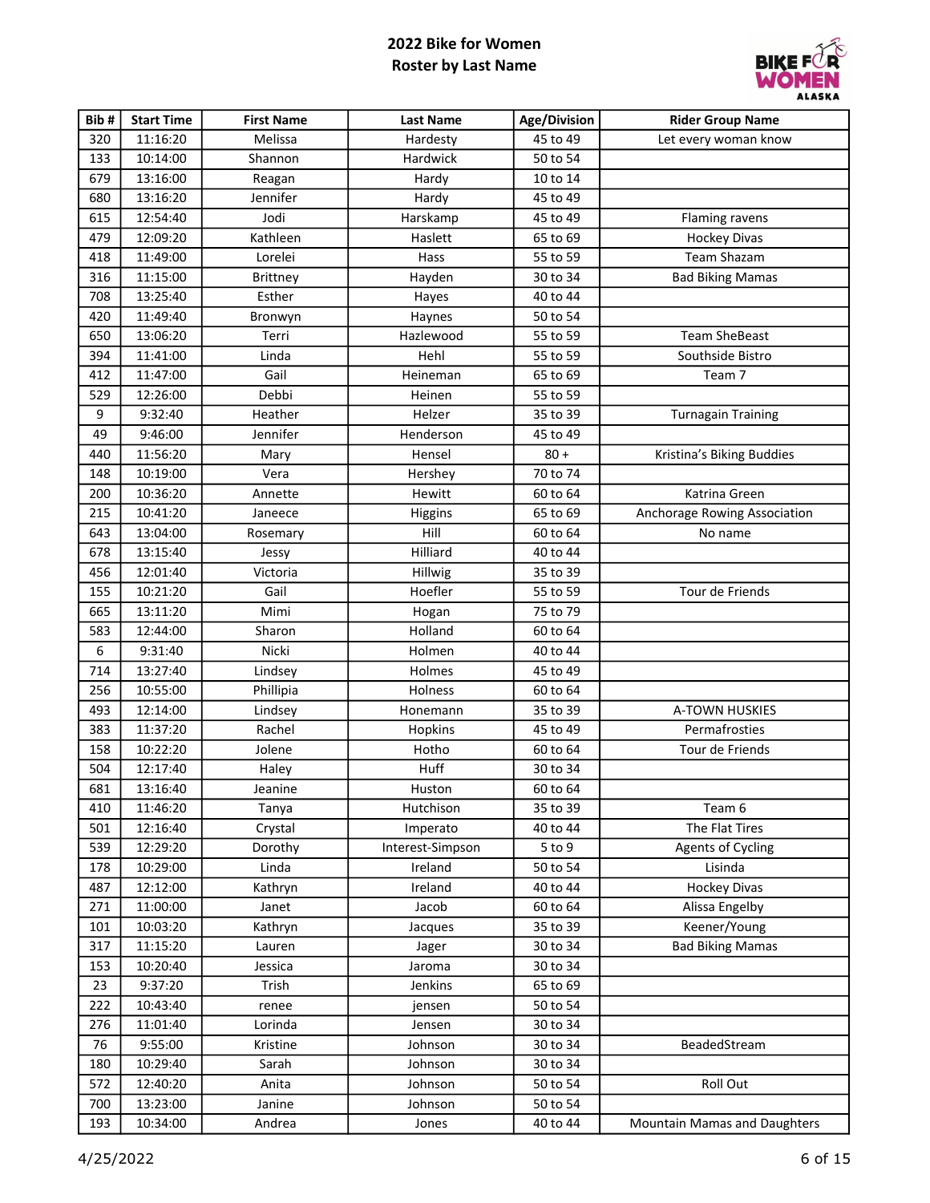# 2022 Bike for Women

## Roster by Last Name

| Bib # | Start Time | First Name | Last Name | Age/Division | Rider Group Name |
|---|---|---|---|---|---|
| 320 | 11:16:20 | Melissa | Hardesty | 45 to 49 | Let every woman know |
| 133 | 10:14:00 | Shannon | Hardwick | 50 to 54 | |
| 679 | 13:16:00 | Reagan | Hardy | 10 to 14 | |
| 680 | 13:16:20 | Jennifer | Hardy | 45 to 49 | |
| 615 | 12:54:40 | Jodi | Harskamp | 45 to 49 | Flaming ravens |
| 479 | 12:09:20 | Kathleen | Haslett | 65 to 69 | Hockey Divas |
| 418 | 11:49:00 | Lorelei | Hass | 55 to 59 | Team Shazam |
| 316 | 11:15:00 | Brittney | Hayden | 30 to 34 | Bad Biking Mamas |
| 708 | 13:25:40 | Esther | Hayes | 40 to 44 | |
| 420 | 11:49:40 | Bronwyn | Haynes | 50 to 54 | |
| 650 | 13:06:20 | Terri | Hazlewood | 55 to 59 | Team SheBeast |
| 394 | 11:41:00 | Linda | Hehl | 55 to 59 | Southside Bistro |
| 412 | 11:47:00 | Gail | Heineman | 65 to 69 | Team 7 |
| 529 | 12:26:00 | Debbi | Heinen | 55 to 59 | |
| 9 | 9:32:40 | Heather | Helzer | 35 to 39 | Turnagain Training |
| 49 | 9:46:00 | Jennifer | Henderson | 45 to 49 | |
| 440 | 11:56:20 | Mary | Hensel | 80 + | Kristina's Biking Buddies |
| 148 | 10:19:00 | Vera | Hershey | 70 to 74 | |
| 200 | 10:36:20 | Annette | Hewitt | 60 to 64 | Katrina Green |
| 215 | 10:41:20 | Janeece | Higgins | 65 to 69 | Anchorage Rowing Association |
| 643 | 13:04:00 | Rosemary | Hill | 60 to 64 | No name |
| 678 | 13:15:40 | Jessy | Hilliard | 40 to 44 | |
| 456 | 12:01:40 | Victoria | Hillwig | 35 to 39 | |
| 155 | 10:21:20 | Gail | Hoefler | 55 to 59 | Tour de Friends |
| 665 | 13:11:20 | Mimi | Hogan | 75 to 79 | |
| 583 | 12:44:00 | Sharon | Holland | 60 to 64 | |
| 6 | 9:31:40 | Nicki | Holmen | 40 to 44 | |
| 714 | 13:27:40 | Lindsey | Holmes | 45 to 49 | |
| 256 | 10:55:00 | Phillipia | Holness | 60 to 64 | |
| 493 | 12:14:00 | Lindsey | Honemann | 35 to 39 | A-TOWN HUSKIES |
| 383 | 11:37:20 | Rachel | Hopkins | 45 to 49 | Permafrosties |
| 158 | 10:22:20 | Jolene | Hotho | 60 to 64 | Tour de Friends |
| 504 | 12:17:40 | Haley | Huff | 30 to 34 | |
| 681 | 13:16:40 | Jeanine | Huston | 60 to 64 | |
| 410 | 11:46:20 | Tanya | Hutchison | 35 to 39 | Team 6 |
| 501 | 12:16:40 | Crystal | Imperato | 40 to 44 | The Flat Tires |
| 539 | 12:29:20 | Dorothy | Interest-Simpson | 5 to 9 | Agents of Cycling |
| 178 | 10:29:00 | Linda | Ireland | 50 to 54 | Lisinda |
| 487 | 12:12:00 | Kathryn | Ireland | 40 to 44 | Hockey Divas |
| 271 | 11:00:00 | Janet | Jacob | 60 to 64 | Alissa Engelby |
| 101 | 10:03:20 | Kathryn | Jacques | 35 to 39 | Keener/Young |
| 317 | 11:15:20 | Lauren | Jager | 30 to 34 | Bad Biking Mamas |
| 153 | 10:20:40 | Jessica | Jaroma | 30 to 34 | |
| 23 | 9:37:20 | Trish | Jenkins | 65 to 69 | |
| 222 | 10:43:40 | renee | jensen | 50 to 54 | |
| 276 | 11:01:40 | Lorinda | Jensen | 30 to 34 | |
| 76 | 9:55:00 | Kristine | Johnson | 30 to 34 | BeadedStream |
| 180 | 10:29:40 | Sarah | Johnson | 30 to 34 | |
| 572 | 12:40:20 | Anita | Johnson | 50 to 54 | Roll Out |
| 700 | 13:23:00 | Janine | Johnson | 50 to 54 | |
| 193 | 10:34:00 | Andrea | Jones | 40 to 44 | Mountain Mamas and Daughters |

4/25/2022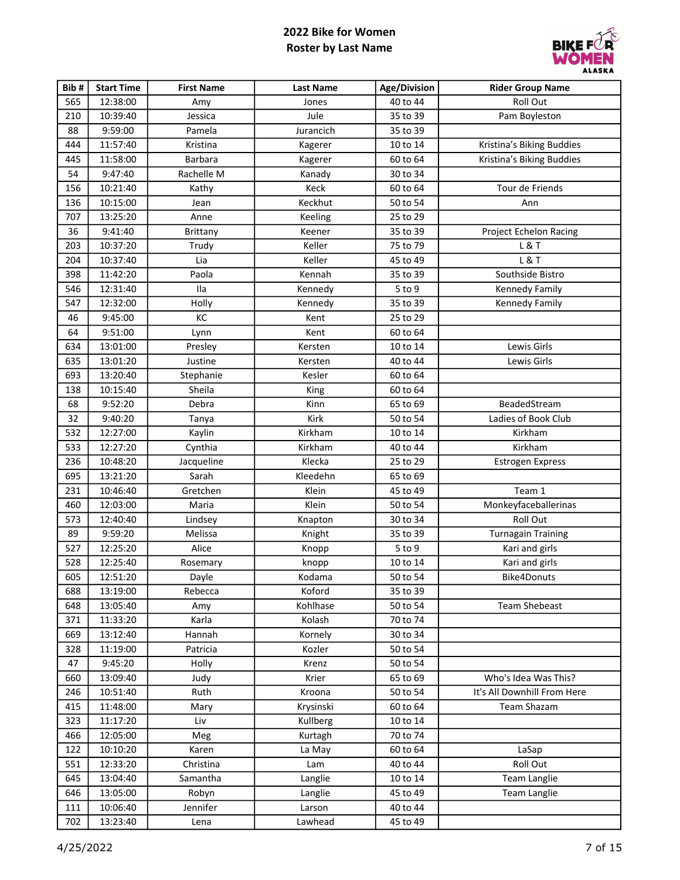# 2022 Bike for Women
## Roster by Last Name

| Bib # | Start Time | First Name | Last Name | Age/Division | Rider Group Name |
|---|---|---|---|---|---|
| 565 | 12:38:00 | Amy | Jones | 40 to 44 | Roll Out |
| 210 | 10:39:40 | Jessica | Jule | 35 to 39 | Pam Boyleston |
| 88 | 9:59:00 | Pamela | Jurancich | 35 to 39 | |
| 444 | 11:57:40 | Kristina | Kagerer | 10 to 14 | Kristina's Biking Buddies |
| 445 | 11:58:00 | Barbara | Kagerer | 60 to 64 | Kristina's Biking Buddies |
| 54 | 9:47:40 | Rachelle M | Kanady | 30 to 34 | |
| 156 | 10:21:40 | Kathy | Keck | 60 to 64 | Tour de Friends |
| 136 | 10:15:00 | Jean | Keckhut | 50 to 54 | Ann |
| 707 | 13:25:20 | Anne | Keeling | 25 to 29 | |
| 36 | 9:41:40 | Brittany | Keener | 35 to 39 | Project Echelon Racing |
| 203 | 10:37:20 | Trudy | Keller | 75 to 79 | L & T |
| 204 | 10:37:40 | Lia | Keller | 45 to 49 | L & T |
| 398 | 11:42:20 | Paola | Kennah | 35 to 39 | Southside Bistro |
| 546 | 12:31:40 | Ila | Kennedy | 5 to 9 | Kennedy Family |
| 547 | 12:32:00 | Holly | Kennedy | 35 to 39 | Kennedy Family |
| 46 | 9:45:00 | KC | Kent | 25 to 29 | |
| 64 | 9:51:00 | Lynn | Kent | 60 to 64 | |
| 634 | 13:01:00 | Presley | Kersten | 10 to 14 | Lewis Girls |
| 635 | 13:01:20 | Justine | Kersten | 40 to 44 | Lewis Girls |
| 693 | 13:20:40 | Stephanie | Kesler | 60 to 64 | |
| 138 | 10:15:40 | Sheila | King | 60 to 64 | |
| 68 | 9:52:20 | Debra | Kinn | 65 to 69 | BeadedStream |
| 32 | 9:40:20 | Tanya | Kirk | 50 to 54 | Ladies of Book Club |
| 532 | 12:27:00 | Kaylin | Kirkham | 10 to 14 | Kirkham |
| 533 | 12:27:20 | Cynthia | Kirkham | 40 to 44 | Kirkham |
| 236 | 10:48:20 | Jacqueline | Klecka | 25 to 29 | Estrogen Express |
| 695 | 13:21:20 | Sarah | Kleedehn | 65 to 69 | |
| 231 | 10:46:40 | Gretchen | Klein | 45 to 49 | Team 1 |
| 460 | 12:03:00 | Maria | Klein | 50 to 54 | Monkeyfaceballerinas |
| 573 | 12:40:40 | Lindsey | Knapton | 30 to 34 | Roll Out |
| 89 | 9:59:20 | Melissa | Knight | 35 to 39 | Turnagain Training |
| 527 | 12:25:20 | Alice | Knopp | 5 to 9 | Kari and girls |
| 528 | 12:25:40 | Rosemary | knopp | 10 to 14 | Kari and girls |
| 605 | 12:51:20 | Dayle | Kodama | 50 to 54 | Bike4Donuts |
| 688 | 13:19:00 | Rebecca | Koford | 35 to 39 | |
| 648 | 13:05:40 | Amy | Kohlhase | 50 to 54 | Team Shebeast |
| 371 | 11:33:20 | Karla | Kolash | 70 to 74 | |
| 669 | 13:12:40 | Hannah | Kornely | 30 to 34 | |
| 328 | 11:19:00 | Patricia | Kozler | 50 to 54 | |
| 47 | 9:45:20 | Holly | Krenz | 50 to 54 | |
| 660 | 13:09:40 | Judy | Krier | 65 to 69 | Who's Idea Was This? |
| 246 | 10:51:40 | Ruth | Kroona | 50 to 54 | It's All Downhill From Here |
| 415 | 11:48:00 | Mary | Krysinski | 60 to 64 | Team Shazam |
| 323 | 11:17:20 | Liv | Kullberg | 10 to 14 | |
| 466 | 12:05:00 | Meg | Kurtagh | 70 to 74 | |
| 122 | 10:10:20 | Karen | La May | 60 to 64 | LaSap |
| 551 | 12:33:20 | Christina | Lam | 40 to 44 | Roll Out |
| 645 | 13:04:40 | Samantha | Langlie | 10 to 14 | Team Langlie |
| 646 | 13:05:00 | Robyn | Langlie | 45 to 49 | Team Langlie |
| 111 | 10:06:40 | Jennifer | Larson | 40 to 44 | |
| 702 | 13:23:40 | Lena | Lawhead | 45 to 49 | |

4/25/2022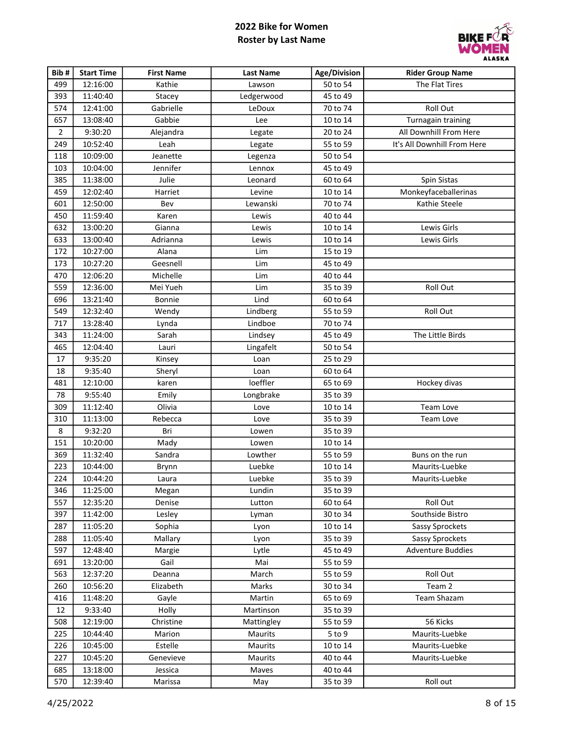# 2022 Bike for Women
## Roster by Last Name

| Bib # | Start Time | First Name | Last Name | Age/Division | Rider Group Name |
|---|---|---|---|---|---|
| 499 | 12:16:00 | Kathie | Lawson | 50 to 54 | The Flat Tires |
| 393 | 11:40:40 | Stacey | Ledgerwood | 45 to 49 | |
| 574 | 12:41:00 | Gabrielle | LeDoux | 70 to 74 | Roll Out |
| 657 | 13:08:40 | Gabbie | Lee | 10 to 14 | Turnagain training |
| 2 | 9:30:20 | Alejandra | Legate | 20 to 24 | All Downhill From Here |
| 249 | 10:52:40 | Leah | Legate | 55 to 59 | It's All Downhill From Here |
| 118 | 10:09:00 | Jeanette | Legenza | 50 to 54 | |
| 103 | 10:04:00 | Jennifer | Lennox | 45 to 49 | |
| 385 | 11:38:00 | Julie | Leonard | 60 to 64 | Spin Sistas |
| 459 | 12:02:40 | Harriet | Levine | 10 to 14 | Monkeyfaceballerinas |
| 601 | 12:50:00 | Bev | Lewanski | 70 to 74 | Kathie Steele |
| 450 | 11:59:40 | Karen | Lewis | 40 to 44 | |
| 632 | 13:00:20 | Gianna | Lewis | 10 to 14 | Lewis Girls |
| 633 | 13:00:40 | Adrianna | Lewis | 10 to 14 | Lewis Girls |
| 172 | 10:27:00 | Alana | Lim | 15 to 19 | |
| 173 | 10:27:20 | Geesnell | Lim | 45 to 49 | |
| 470 | 12:06:20 | Michelle | Lim | 40 to 44 | |
| 559 | 12:36:00 | Mei Yueh | Lim | 35 to 39 | Roll Out |
| 696 | 13:21:40 | Bonnie | Lind | 60 to 64 | |
| 549 | 12:32:40 | Wendy | Lindberg | 55 to 59 | Roll Out |
| 717 | 13:28:40 | Lynda | Lindboe | 70 to 74 | |
| 343 | 11:24:00 | Sarah | Lindsey | 45 to 49 | The Little Birds |
| 465 | 12:04:40 | Lauri | Lingafelt | 50 to 54 | |
| 17 | 9:35:20 | Kinsey | Loan | 25 to 29 | |
| 18 | 9:35:40 | Sheryl | Loan | 60 to 64 | |
| 481 | 12:10:00 | karen | loeffler | 65 to 69 | Hockey divas |
| 78 | 9:55:40 | Emily | Longbrake | 35 to 39 | |
| 309 | 11:12:40 | Olivia | Love | 10 to 14 | Team Love |
| 310 | 11:13:00 | Rebecca | Love | 35 to 39 | Team Love |
| 8 | 9:32:20 | Bri | Lowen | 35 to 39 | |
| 151 | 10:20:00 | Mady | Lowen | 10 to 14 | |
| 369 | 11:32:40 | Sandra | Lowther | 55 to 59 | Buns on the run |
| 223 | 10:44:00 | Brynn | Luebke | 10 to 14 | Maurits-Luebke |
| 224 | 10:44:20 | Laura | Luebke | 35 to 39 | Maurits-Luebke |
| 346 | 11:25:00 | Megan | Lundin | 35 to 39 | |
| 557 | 12:35:20 | Denise | Lutton | 60 to 64 | Roll Out |
| 397 | 11:42:00 | Lesley | Lyman | 30 to 34 | Southside Bistro |
| 287 | 11:05:20 | Sophia | Lyon | 10 to 14 | Sassy Sprockets |
| 288 | 11:05:40 | Mallary | Lyon | 35 to 39 | Sassy Sprockets |
| 597 | 12:48:40 | Margie | Lytle | 45 to 49 | Adventure Buddies |
| 691 | 13:20:00 | Gail | Mai | 55 to 59 | |
| 563 | 12:37:20 | Deanna | March | 55 to 59 | Roll Out |
| 260 | 10:56:20 | Elizabeth | Marks | 30 to 34 | Team 2 |
| 416 | 11:48:20 | Gayle | Martin | 65 to 69 | Team Shazam |
| 12 | 9:33:40 | Holly | Martinson | 35 to 39 | |
| 508 | 12:19:00 | Christine | Mattingley | 55 to 59 | 56 Kicks |
| 225 | 10:44:40 | Marion | Maurits | 5 to 9 | Maurits-Luebke |
| 226 | 10:45:00 | Estelle | Maurits | 10 to 14 | Maurits-Luebke |
| 227 | 10:45:20 | Genevieve | Maurits | 40 to 44 | Maurits-Luebke |
| 685 | 13:18:00 | Jessica | Maves | 40 to 44 | |
| 570 | 12:39:40 | Marissa | May | 35 to 39 | Roll out |

4/25/2022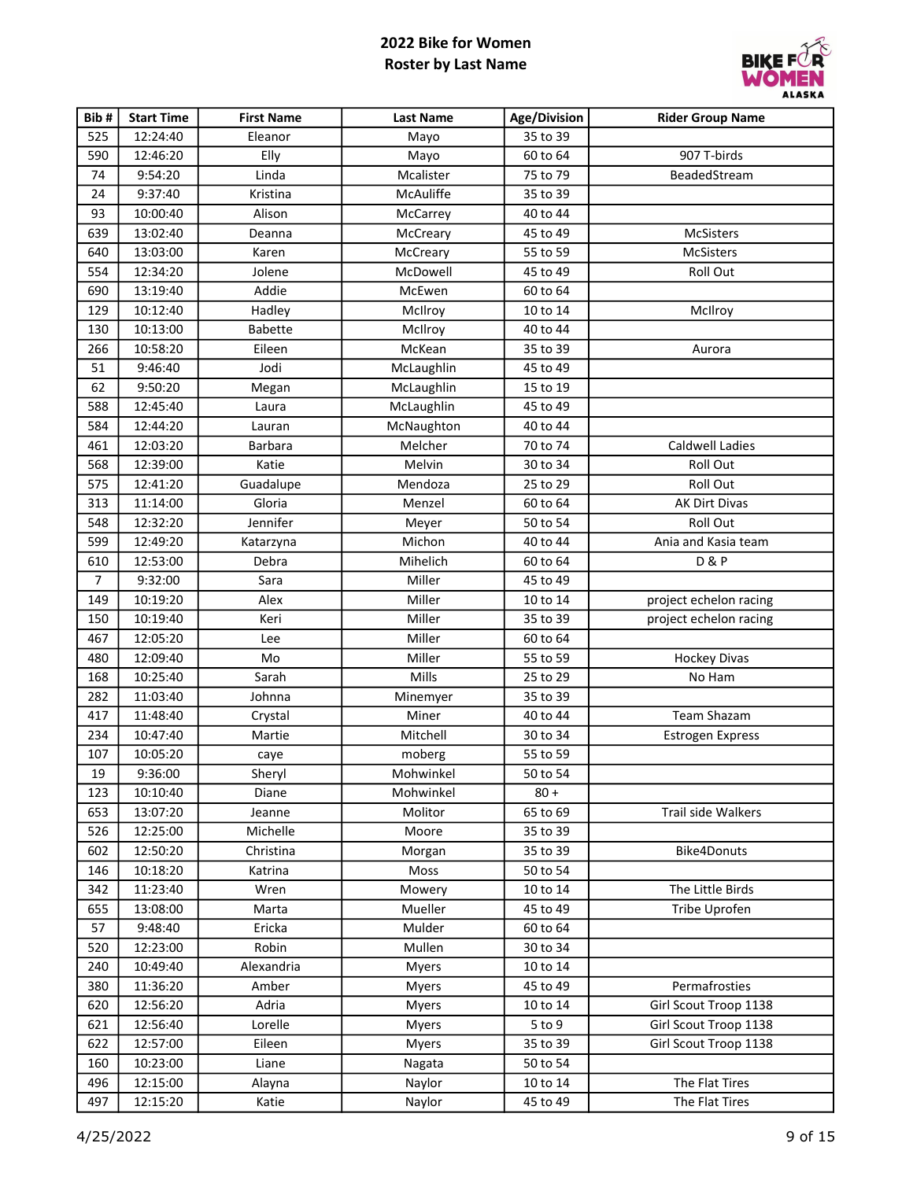# 2022 Bike for Women
## Roster by Last Name

| Bib # | Start Time | First Name | Last Name | Age/Division | Rider Group Name |
|---|---|---|---|---|---|
| 525 | 12:24:40 | Eleanor | Mayo | 35 to 39 | |
| 590 | 12:46:20 | Elly | Mayo | 60 to 64 | 907 T-birds |
| 74 | 9:54:20 | Linda | Mcalister | 75 to 79 | BeadedStream |
| 24 | 9:37:40 | Kristina | McAuliffe | 35 to 39 | |
| 93 | 10:00:40 | Alison | McCarrey | 40 to 44 | |
| 639 | 13:02:40 | Deanna | McCreary | 45 to 49 | McSisters |
| 640 | 13:03:00 | Karen | McCreary | 55 to 59 | McSisters |
| 554 | 12:34:20 | Jolene | McDowell | 45 to 49 | Roll Out |
| 690 | 13:19:40 | Addie | McEwen | 60 to 64 | |
| 129 | 10:12:40 | Hadley | McIlroy | 10 to 14 | McIlroy |
| 130 | 10:13:00 | Babette | McIlroy | 40 to 44 | |
| 266 | 10:58:20 | Eileen | McKean | 35 to 39 | Aurora |
| 51 | 9:46:40 | Jodi | McLaughlin | 45 to 49 | |
| 62 | 9:50:20 | Megan | McLaughlin | 15 to 19 | |
| 588 | 12:45:40 | Laura | McLaughlin | 45 to 49 | |
| 584 | 12:44:20 | Lauran | McNaughton | 40 to 44 | |
| 461 | 12:03:20 | Barbara | Melcher | 70 to 74 | Caldwell Ladies |
| 568 | 12:39:00 | Katie | Melvin | 30 to 34 | Roll Out |
| 575 | 12:41:20 | Guadalupe | Mendoza | 25 to 29 | Roll Out |
| 313 | 11:14:00 | Gloria | Menzel | 60 to 64 | AK Dirt Divas |
| 548 | 12:32:20 | Jennifer | Meyer | 50 to 54 | Roll Out |
| 599 | 12:49:20 | Katarzyna | Michon | 40 to 44 | Ania and Kasia team |
| 610 | 12:53:00 | Debra | Mihelich | 60 to 64 | D & P |
| 7 | 9:32:00 | Sara | Miller | 45 to 49 | |
| 149 | 10:19:20 | Alex | Miller | 10 to 14 | project echelon racing |
| 150 | 10:19:40 | Keri | Miller | 35 to 39 | project echelon racing |
| 467 | 12:05:20 | Lee | Miller | 60 to 64 | |
| 480 | 12:09:40 | Mo | Miller | 55 to 59 | Hockey Divas |
| 168 | 10:25:40 | Sarah | Mills | 25 to 29 | No Ham |
| 282 | 11:03:40 | Johnna | Minemyer | 35 to 39 | |
| 417 | 11:48:40 | Crystal | Miner | 40 to 44 | Team Shazam |
| 234 | 10:47:40 | Martie | Mitchell | 30 to 34 | Estrogen Express |
| 107 | 10:05:20 | caye | moberg | 55 to 59 | |
| 19 | 9:36:00 | Sheryl | Mohwinkel | 50 to 54 | |
| 123 | 10:10:40 | Diane | Mohwinkel | 80 + | |
| 653 | 13:07:20 | Jeanne | Molitor | 65 to 69 | Trail side Walkers |
| 526 | 12:25:00 | Michelle | Moore | 35 to 39 | |
| 602 | 12:50:20 | Christina | Morgan | 35 to 39 | Bike4Donuts |
| 146 | 10:18:20 | Katrina | Moss | 50 to 54 | |
| 342 | 11:23:40 | Wren | Mowery | 10 to 14 | The Little Birds |
| 655 | 13:08:00 | Marta | Mueller | 45 to 49 | Tribe Uprofen |
| 57 | 9:48:40 | Ericka | Mulder | 60 to 64 | |
| 520 | 12:23:00 | Robin | Mullen | 30 to 34 | |
| 240 | 10:49:40 | Alexandria | Myers | 10 to 14 | |
| 380 | 11:36:20 | Amber | Myers | 45 to 49 | Permafrosties |
| 620 | 12:56:20 | Adria | Myers | 10 to 14 | Girl Scout Troop 1138 |
| 621 | 12:56:40 | Lorelle | Myers | 5 to 9 | Girl Scout Troop 1138 |
| 622 | 12:57:00 | Eileen | Myers | 35 to 39 | Girl Scout Troop 1138 |
| 160 | 10:23:00 | Liane | Nagata | 50 to 54 | |
| 496 | 12:15:00 | Alayna | Naylor | 10 to 14 | The Flat Tires |
| 497 | 12:15:20 | Katie | Naylor | 45 to 49 | The Flat Tires |

4/25/2022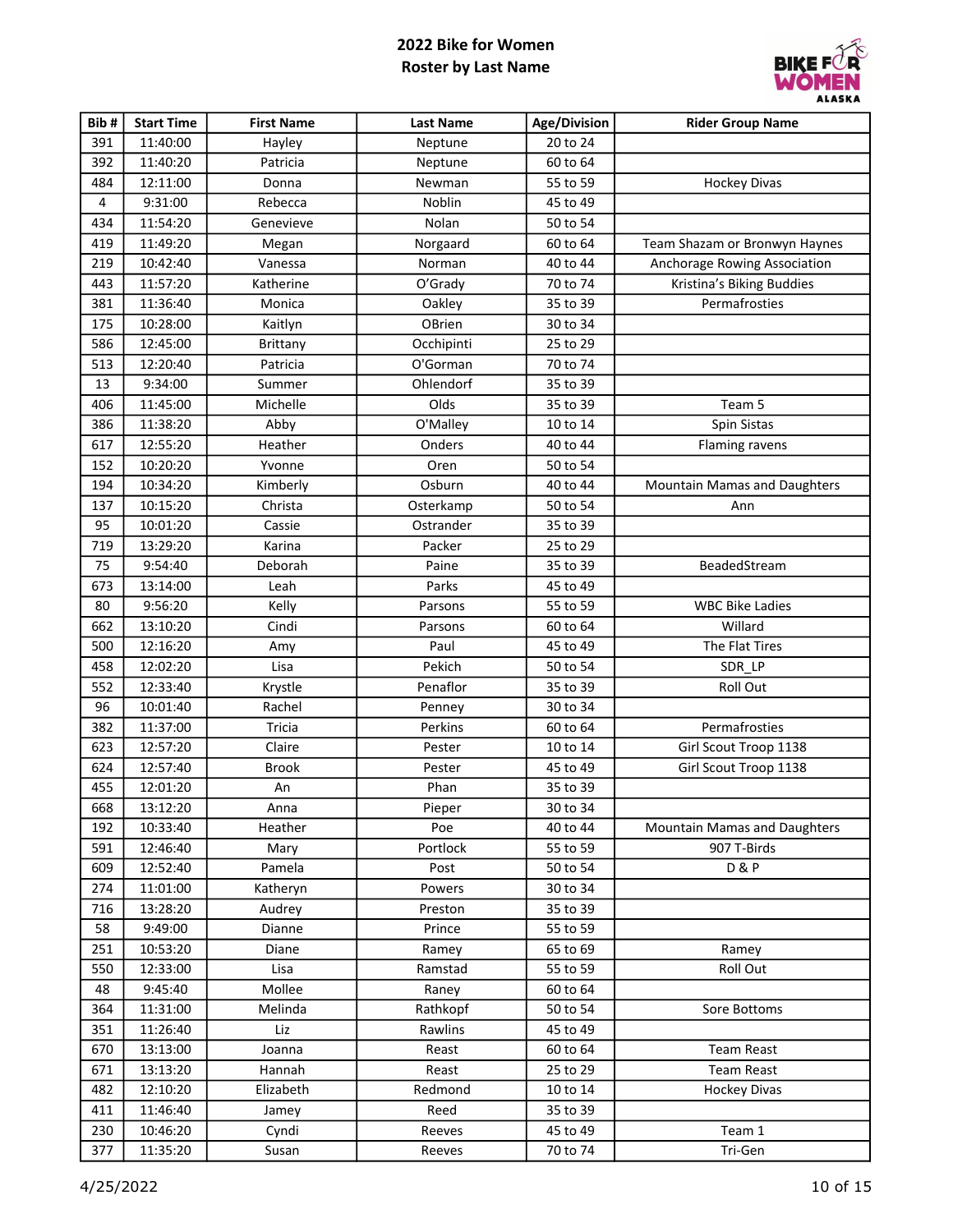# 2022 Bike for Women
## Roster by Last Name

| Bib # | Start Time | First Name | Last Name | Age/Division | Rider Group Name |
|---|---|---|---|---|---|
| 391 | 11:40:00 | Hayley | Neptune | 20 to 24 | |
| 392 | 11:40:20 | Patricia | Neptune | 60 to 64 | |
| 484 | 12:11:00 | Donna | Newman | 55 to 59 | Hockey Divas |
| 4 | 9:31:00 | Rebecca | Noblin | 45 to 49 | |
| 434 | 11:54:20 | Genevieve | Nolan | 50 to 54 | |
| 419 | 11:49:20 | Megan | Norgaard | 60 to 64 | Team Shazam or Bronwyn Haynes |
| 219 | 10:42:40 | Vanessa | Norman | 40 to 44 | Anchorage Rowing Association |
| 443 | 11:57:20 | Katherine | O’Grady | 70 to 74 | Kristina’s Biking Buddies |
| 381 | 11:36:40 | Monica | Oakley | 35 to 39 | Permafrosties |
| 175 | 10:28:00 | Kaitlyn | OBrien | 30 to 34 | |
| 586 | 12:45:00 | Brittany | Occhipinti | 25 to 29 | |
| 513 | 12:20:40 | Patricia | O'Gorman | 70 to 74 | |
| 13 | 9:34:00 | Summer | Ohlendorf | 35 to 39 | |
| 406 | 11:45:00 | Michelle | Olds | 35 to 39 | Team 5 |
| 386 | 11:38:20 | Abby | O'Malley | 10 to 14 | Spin Sistas |
| 617 | 12:55:20 | Heather | Onders | 40 to 44 | Flaming ravens |
| 152 | 10:20:20 | Yvonne | Oren | 50 to 54 | |
| 194 | 10:34:20 | Kimberly | Osburn | 40 to 44 | Mountain Mamas and Daughters |
| 137 | 10:15:20 | Christa | Osterkamp | 50 to 54 | Ann |
| 95 | 10:01:20 | Cassie | Ostrander | 35 to 39 | |
| 719 | 13:29:20 | Karina | Packer | 25 to 29 | |
| 75 | 9:54:40 | Deborah | Paine | 35 to 39 | BeadedStream |
| 673 | 13:14:00 | Leah | Parks | 45 to 49 | |
| 80 | 9:56:20 | Kelly | Parsons | 55 to 59 | WBC Bike Ladies |
| 662 | 13:10:20 | Cindi | Parsons | 60 to 64 | Willard |
| 500 | 12:16:20 | Amy | Paul | 45 to 49 | The Flat Tires |
| 458 | 12:02:20 | Lisa | Pekich | 50 to 54 | SDR_LP |
| 552 | 12:33:40 | Krystle | Penaflor | 35 to 39 | Roll Out |
| 96 | 10:01:40 | Rachel | Penney | 30 to 34 | |
| 382 | 11:37:00 | Tricia | Perkins | 60 to 64 | Permafrosties |
| 623 | 12:57:20 | Claire | Pester | 10 to 14 | Girl Scout Troop 1138 |
| 624 | 12:57:40 | Brook | Pester | 45 to 49 | Girl Scout Troop 1138 |
| 455 | 12:01:20 | An | Phan | 35 to 39 | |
| 668 | 13:12:20 | Anna | Pieper | 30 to 34 | |
| 192 | 10:33:40 | Heather | Poe | 40 to 44 | Mountain Mamas and Daughters |
| 591 | 12:46:40 | Mary | Portlock | 55 to 59 | 907 T-Birds |
| 609 | 12:52:40 | Pamela | Post | 50 to 54 | D & P |
| 274 | 11:01:00 | Katheryn | Powers | 30 to 34 | |
| 716 | 13:28:20 | Audrey | Preston | 35 to 39 | |
| 58 | 9:49:00 | Dianne | Prince | 55 to 59 | |
| 251 | 10:53:20 | Diane | Ramey | 65 to 69 | Ramey |
| 550 | 12:33:00 | Lisa | Ramstad | 55 to 59 | Roll Out |
| 48 | 9:45:40 | Mollee | Raney | 60 to 64 | |
| 364 | 11:31:00 | Melinda | Rathkopf | 50 to 54 | Sore Bottoms |
| 351 | 11:26:40 | Liz | Rawlins | 45 to 49 | |
| 670 | 13:13:00 | Joanna | Reast | 60 to 64 | Team Reast |
| 671 | 13:13:20 | Hannah | Reast | 25 to 29 | Team Reast |
| 482 | 12:10:20 | Elizabeth | Redmond | 10 to 14 | Hockey Divas |
| 411 | 11:46:40 | Jamey | Reed | 35 to 39 | |
| 230 | 10:46:20 | Cyndi | Reeves | 45 to 49 | Team 1 |
| 377 | 11:35:20 | Susan | Reeves | 70 to 74 | Tri-Gen |

4/25/2022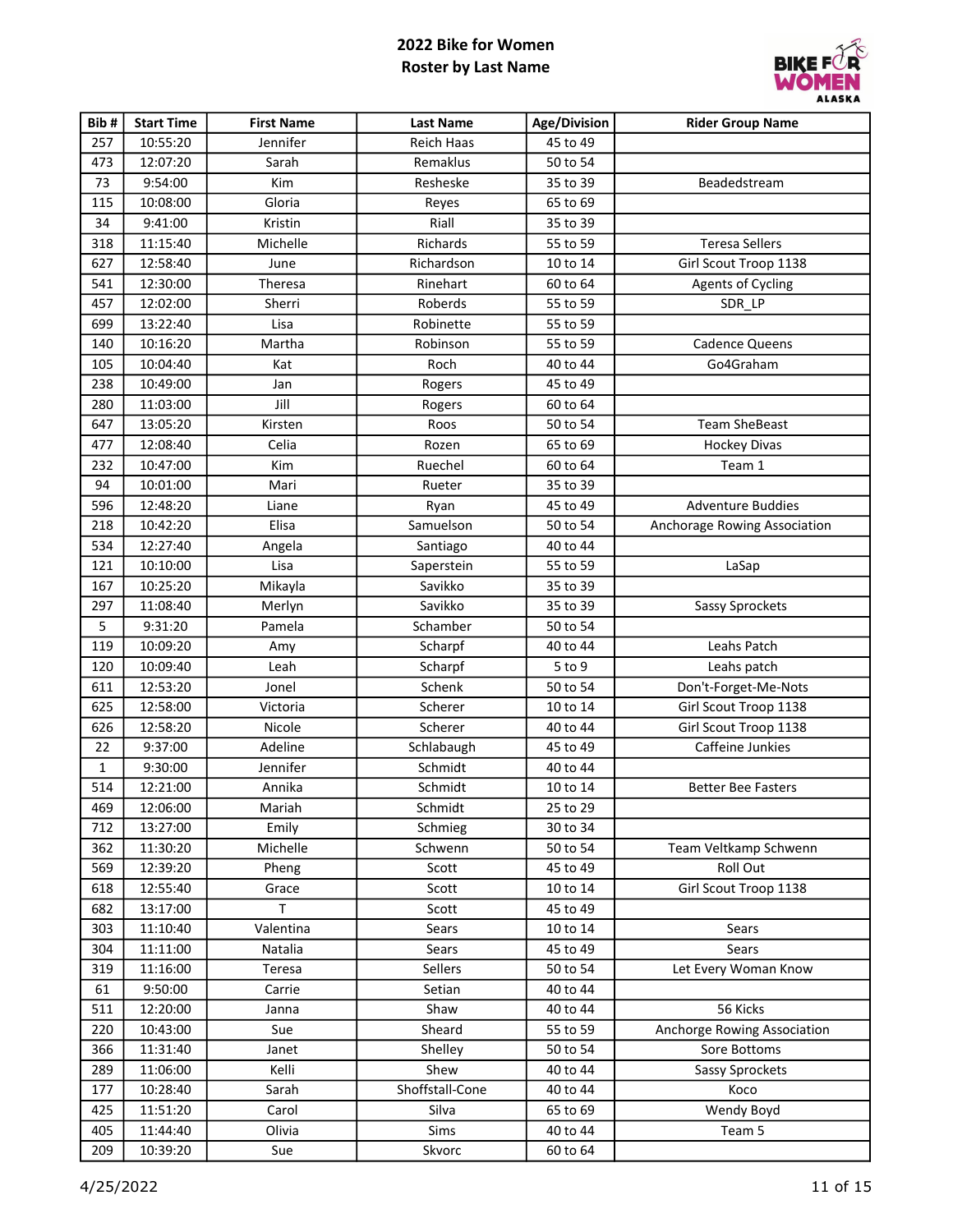# 2022 Bike for Women
## Roster by Last Name

| Bib # | Start Time | First Name | Last Name | Age/Division | Rider Group Name |
|---|---|---|---|---|---|
| 257 | 10:55:20 | Jennifer | Reich Haas | 45 to 49 | |
| 473 | 12:07:20 | Sarah | Remaklus | 50 to 54 | |
| 73 | 9:54:00 | Kim | Resheske | 35 to 39 | Beadedstream |
| 115 | 10:08:00 | Gloria | Reyes | 65 to 69 | |
| 34 | 9:41:00 | Kristin | Riall | 35 to 39 | |
| 318 | 11:15:40 | Michelle | Richards | 55 to 59 | Teresa Sellers |
| 627 | 12:58:40 | June | Richardson | 10 to 14 | Girl Scout Troop 1138 |
| 541 | 12:30:00 | Theresa | Rinehart | 60 to 64 | Agents of Cycling |
| 457 | 12:02:00 | Sherri | Roberds | 55 to 59 | SDR_LP |
| 699 | 13:22:40 | Lisa | Robinette | 55 to 59 | |
| 140 | 10:16:20 | Martha | Robinson | 55 to 59 | Cadence Queens |
| 105 | 10:04:40 | Kat | Roch | 40 to 44 | Go4Graham |
| 238 | 10:49:00 | Jan | Rogers | 45 to 49 | |
| 280 | 11:03:00 | Jill | Rogers | 60 to 64 | |
| 647 | 13:05:20 | Kirsten | Roos | 50 to 54 | Team SheBeast |
| 477 | 12:08:40 | Celia | Rozen | 65 to 69 | Hockey Divas |
| 232 | 10:47:00 | Kim | Ruechel | 60 to 64 | Team 1 |
| 94 | 10:01:00 | Mari | Rueter | 35 to 39 | |
| 596 | 12:48:20 | Liane | Ryan | 45 to 49 | Adventure Buddies |
| 218 | 10:42:20 | Elisa | Samuelson | 50 to 54 | Anchorage Rowing Association |
| 534 | 12:27:40 | Angela | Santiago | 40 to 44 | |
| 121 | 10:10:00 | Lisa | Saperstein | 55 to 59 | LaSap |
| 167 | 10:25:20 | Mikayla | Savikko | 35 to 39 | |
| 297 | 11:08:40 | Merlyn | Savikko | 35 to 39 | Sassy Sprockets |
| 5 | 9:31:20 | Pamela | Schamber | 50 to 54 | |
| 119 | 10:09:20 | Amy | Scharpf | 40 to 44 | Leahs Patch |
| 120 | 10:09:40 | Leah | Scharpf | 5 to 9 | Leahs patch |
| 611 | 12:53:20 | Jonel | Schenk | 50 to 54 | Don't-Forget-Me-Nots |
| 625 | 12:58:00 | Victoria | Scherer | 10 to 14 | Girl Scout Troop 1138 |
| 626 | 12:58:20 | Nicole | Scherer | 40 to 44 | Girl Scout Troop 1138 |
| 22 | 9:37:00 | Adeline | Schlabaugh | 45 to 49 | Caffeine Junkies |
| 1 | 9:30:00 | Jennifer | Schmidt | 40 to 44 | |
| 514 | 12:21:00 | Annika | Schmidt | 10 to 14 | Better Bee Fasters |
| 469 | 12:06:00 | Mariah | Schmidt | 25 to 29 | |
| 712 | 13:27:00 | Emily | Schmieg | 30 to 34 | |
| 362 | 11:30:20 | Michelle | Schwenn | 50 to 54 | Team Veltkamp Schwenn |
| 569 | 12:39:20 | Pheng | Scott | 45 to 49 | Roll Out |
| 618 | 12:55:40 | Grace | Scott | 10 to 14 | Girl Scout Troop 1138 |
| 682 | 13:17:00 | T | Scott | 45 to 49 | |
| 303 | 11:10:40 | Valentina | Sears | 10 to 14 | Sears |
| 304 | 11:11:00 | Natalia | Sears | 45 to 49 | Sears |
| 319 | 11:16:00 | Teresa | Sellers | 50 to 54 | Let Every Woman Know |
| 61 | 9:50:00 | Carrie | Setian | 40 to 44 | |
| 511 | 12:20:00 | Janna | Shaw | 40 to 44 | 56 Kicks |
| 220 | 10:43:00 | Sue | Sheard | 55 to 59 | Anchorge Rowing Association |
| 366 | 11:31:40 | Janet | Shelley | 50 to 54 | Sore Bottoms |
| 289 | 11:06:00 | Kelli | Shew | 40 to 44 | Sassy Sprockets |
| 177 | 10:28:40 | Sarah | Shoffstall-Cone | 40 to 44 | Koco |
| 425 | 11:51:20 | Carol | Silva | 65 to 69 | Wendy Boyd |
| 405 | 11:44:40 | Olivia | Sims | 40 to 44 | Team 5 |
| 209 | 10:39:20 | Sue | Skvorc | 60 to 64 | |

4/25/2022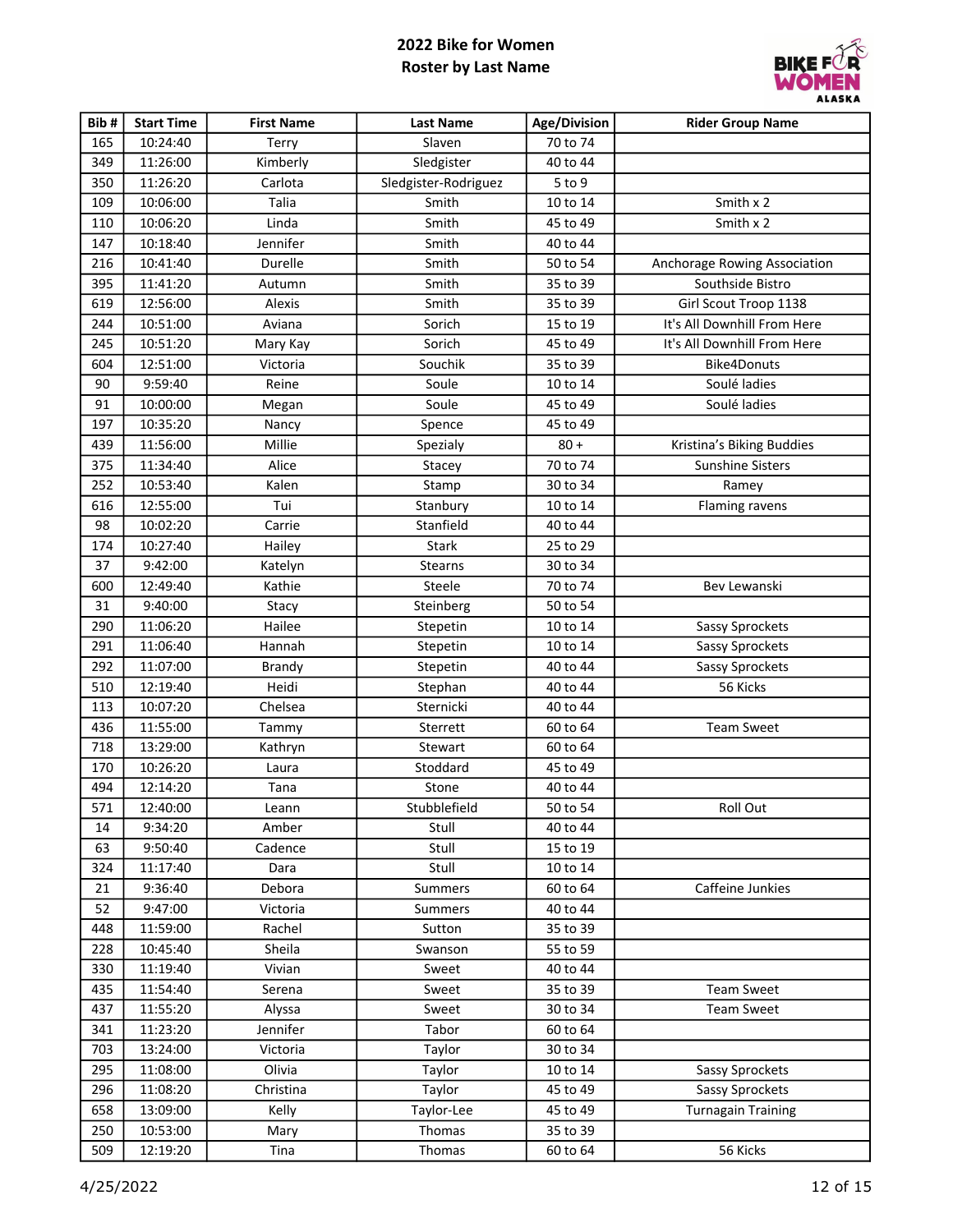# 2022 Bike for Women
## Roster by Last Name

| Bib # | Start Time | First Name | Last Name | Age/Division | Rider Group Name |
|---|---|---|---|---|---|
| 165 | 10:24:40 | Terry | Slaven | 70 to 74 | |
| 349 | 11:26:00 | Kimberly | Sledgister | 40 to 44 | |
| 350 | 11:26:20 | Carlota | Sledgister-Rodriguez | 5 to 9 | |
| 109 | 10:06:00 | Talia | Smith | 10 to 14 | Smith x 2 |
| 110 | 10:06:20 | Linda | Smith | 45 to 49 | Smith x 2 |
| 147 | 10:18:40 | Jennifer | Smith | 40 to 44 | |
| 216 | 10:41:40 | Durelle | Smith | 50 to 54 | Anchorage Rowing Association |
| 395 | 11:41:20 | Autumn | Smith | 35 to 39 | Southside Bistro |
| 619 | 12:56:00 | Alexis | Smith | 35 to 39 | Girl Scout Troop 1138 |
| 244 | 10:51:00 | Aviana | Sorich | 15 to 19 | It's All Downhill From Here |
| 245 | 10:51:20 | Mary Kay | Sorich | 45 to 49 | It's All Downhill From Here |
| 604 | 12:51:00 | Victoria | Souchik | 35 to 39 | Bike4Donuts |
| 90 | 9:59:40 | Reine | Soule | 10 to 14 | Soulé ladies |
| 91 | 10:00:00 | Megan | Soule | 45 to 49 | Soulé ladies |
| 197 | 10:35:20 | Nancy | Spence | 45 to 49 | |
| 439 | 11:56:00 | Millie | Spezialy | 80 + | Kristina's Biking Buddies |
| 375 | 11:34:40 | Alice | Stacey | 70 to 74 | Sunshine Sisters |
| 252 | 10:53:40 | Kalen | Stamp | 30 to 34 | Ramey |
| 616 | 12:55:00 | Tui | Stanbury | 10 to 14 | Flaming ravens |
| 98 | 10:02:20 | Carrie | Stanfield | 40 to 44 | |
| 174 | 10:27:40 | Hailey | Stark | 25 to 29 | |
| 37 | 9:42:00 | Katelyn | Stearns | 30 to 34 | |
| 600 | 12:49:40 | Kathie | Steele | 70 to 74 | Bev Lewanski |
| 31 | 9:40:00 | Stacy | Steinberg | 50 to 54 | |
| 290 | 11:06:20 | Hailee | Stepetin | 10 to 14 | Sassy Sprockets |
| 291 | 11:06:40 | Hannah | Stepetin | 10 to 14 | Sassy Sprockets |
| 292 | 11:07:00 | Brandy | Stepetin | 40 to 44 | Sassy Sprockets |
| 510 | 12:19:40 | Heidi | Stephan | 40 to 44 | 56 Kicks |
| 113 | 10:07:20 | Chelsea | Sternicki | 40 to 44 | |
| 436 | 11:55:00 | Tammy | Sterrett | 60 to 64 | Team Sweet |
| 718 | 13:29:00 | Kathryn | Stewart | 60 to 64 | |
| 170 | 10:26:20 | Laura | Stoddard | 45 to 49 | |
| 494 | 12:14:20 | Tana | Stone | 40 to 44 | |
| 571 | 12:40:00 | Leann | Stubblefield | 50 to 54 | Roll Out |
| 14 | 9:34:20 | Amber | Stull | 40 to 44 | |
| 63 | 9:50:40 | Cadence | Stull | 15 to 19 | |
| 324 | 11:17:40 | Dara | Stull | 10 to 14 | |
| 21 | 9:36:40 | Debora | Summers | 60 to 64 | Caffeine Junkies |
| 52 | 9:47:00 | Victoria | Summers | 40 to 44 | |
| 448 | 11:59:00 | Rachel | Sutton | 35 to 39 | |
| 228 | 10:45:40 | Sheila | Swanson | 55 to 59 | |
| 330 | 11:19:40 | Vivian | Sweet | 40 to 44 | |
| 435 | 11:54:40 | Serena | Sweet | 35 to 39 | Team Sweet |
| 437 | 11:55:20 | Alyssa | Sweet | 30 to 34 | Team Sweet |
| 341 | 11:23:20 | Jennifer | Tabor | 60 to 64 | |
| 703 | 13:24:00 | Victoria | Taylor | 30 to 34 | |
| 295 | 11:08:00 | Olivia | Taylor | 10 to 14 | Sassy Sprockets |
| 296 | 11:08:20 | Christina | Taylor | 45 to 49 | Sassy Sprockets |
| 658 | 13:09:00 | Kelly | Taylor-Lee | 45 to 49 | Turnagain Training |
| 250 | 10:53:00 | Mary | Thomas | 35 to 39 | |
| 509 | 12:19:20 | Tina | Thomas | 60 to 64 | 56 Kicks |

4/25/2022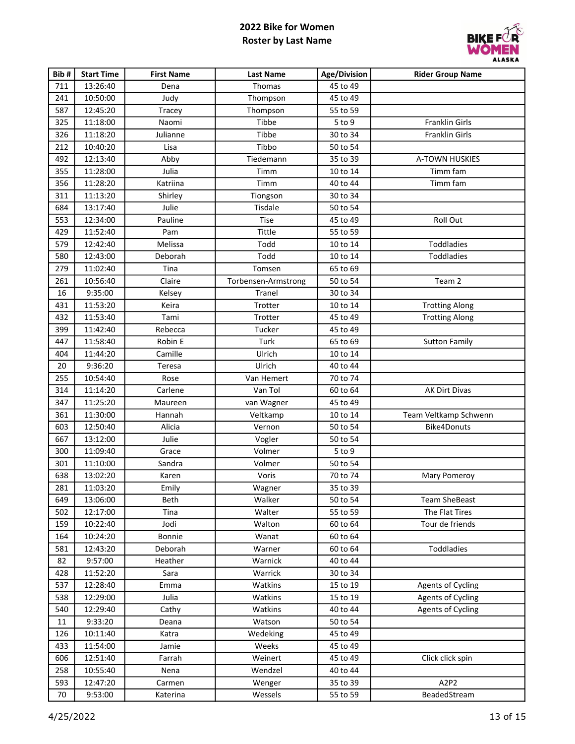# 2022 Bike for Women
## Roster by Last Name

| Bib # | Start Time | First Name | Last Name | Age/Division | Rider Group Name |
|---|---|---|---|---|---|
| 711 | 13:26:40 | Dena | Thomas | 45 to 49 | |
| 241 | 10:50:00 | Judy | Thompson | 45 to 49 | |
| 587 | 12:45:20 | Tracey | Thompson | 55 to 59 | |
| 325 | 11:18:00 | Naomi | Tibbe | 5 to 9 | Franklin Girls |
| 326 | 11:18:20 | Julianne | Tibbe | 30 to 34 | Franklin Girls |
| 212 | 10:40:20 | Lisa | Tibbo | 50 to 54 | |
| 492 | 12:13:40 | Abby | Tiedemann | 35 to 39 | A-TOWN HUSKIES |
| 355 | 11:28:00 | Julia | Timm | 10 to 14 | Timm fam |
| 356 | 11:28:20 | Katriina | Timm | 40 to 44 | Timm fam |
| 311 | 11:13:20 | Shirley | Tiongson | 30 to 34 | |
| 684 | 13:17:40 | Julie | Tisdale | 50 to 54 | |
| 553 | 12:34:00 | Pauline | Tise | 45 to 49 | Roll Out |
| 429 | 11:52:40 | Pam | Tittle | 55 to 59 | |
| 579 | 12:42:40 | Melissa | Todd | 10 to 14 | Toddladies |
| 580 | 12:43:00 | Deborah | Todd | 10 to 14 | Toddladies |
| 279 | 11:02:40 | Tina | Tomsen | 65 to 69 | |
| 261 | 10:56:40 | Claire | Torbensen-Armstrong | 50 to 54 | Team 2 |
| 16 | 9:35:00 | Kelsey | Tranel | 30 to 34 | |
| 431 | 11:53:20 | Keira | Trotter | 10 to 14 | Trotting Along |
| 432 | 11:53:40 | Tami | Trotter | 45 to 49 | Trotting Along |
| 399 | 11:42:40 | Rebecca | Tucker | 45 to 49 | |
| 447 | 11:58:40 | Robin E | Turk | 65 to 69 | Sutton Family |
| 404 | 11:44:20 | Camille | Ulrich | 10 to 14 | |
| 20 | 9:36:20 | Teresa | Ulrich | 40 to 44 | |
| 255 | 10:54:40 | Rose | Van Hemert | 70 to 74 | |
| 314 | 11:14:20 | Carlene | Van Tol | 60 to 64 | AK Dirt Divas |
| 347 | 11:25:20 | Maureen | van Wagner | 45 to 49 | |
| 361 | 11:30:00 | Hannah | Veltkamp | 10 to 14 | Team Veltkamp Schwenn |
| 603 | 12:50:40 | Alicia | Vernon | 50 to 54 | Bike4Donuts |
| 667 | 13:12:00 | Julie | Vogler | 50 to 54 | |
| 300 | 11:09:40 | Grace | Volmer | 5 to 9 | |
| 301 | 11:10:00 | Sandra | Volmer | 50 to 54 | |
| 638 | 13:02:20 | Karen | Voris | 70 to 74 | Mary Pomeroy |
| 281 | 11:03:20 | Emily | Wagner | 35 to 39 | |
| 649 | 13:06:00 | Beth | Walker | 50 to 54 | Team SheBeast |
| 502 | 12:17:00 | Tina | Walter | 55 to 59 | The Flat Tires |
| 159 | 10:22:40 | Jodi | Walton | 60 to 64 | Tour de friends |
| 164 | 10:24:20 | Bonnie | Wanat | 60 to 64 | |
| 581 | 12:43:20 | Deborah | Warner | 60 to 64 | Toddladies |
| 82 | 9:57:00 | Heather | Warnick | 40 to 44 | |
| 428 | 11:52:20 | Sara | Warrick | 30 to 34 | |
| 537 | 12:28:40 | Emma | Watkins | 15 to 19 | Agents of Cycling |
| 538 | 12:29:00 | Julia | Watkins | 15 to 19 | Agents of Cycling |
| 540 | 12:29:40 | Cathy | Watkins | 40 to 44 | Agents of Cycling |
| 11 | 9:33:20 | Deana | Watson | 50 to 54 | |
| 126 | 10:11:40 | Katra | Wedeking | 45 to 49 | |
| 433 | 11:54:00 | Jamie | Weeks | 45 to 49 | |
| 606 | 12:51:40 | Farrah | Weinert | 45 to 49 | Click click spin |
| 258 | 10:55:40 | Nena | Wendzel | 40 to 44 | |
| 593 | 12:47:20 | Carmen | Wenger | 35 to 39 | A2P2 |
| 70 | 9:53:00 | Katerina | Wessels | 55 to 59 | BeadedStream |

4/25/2022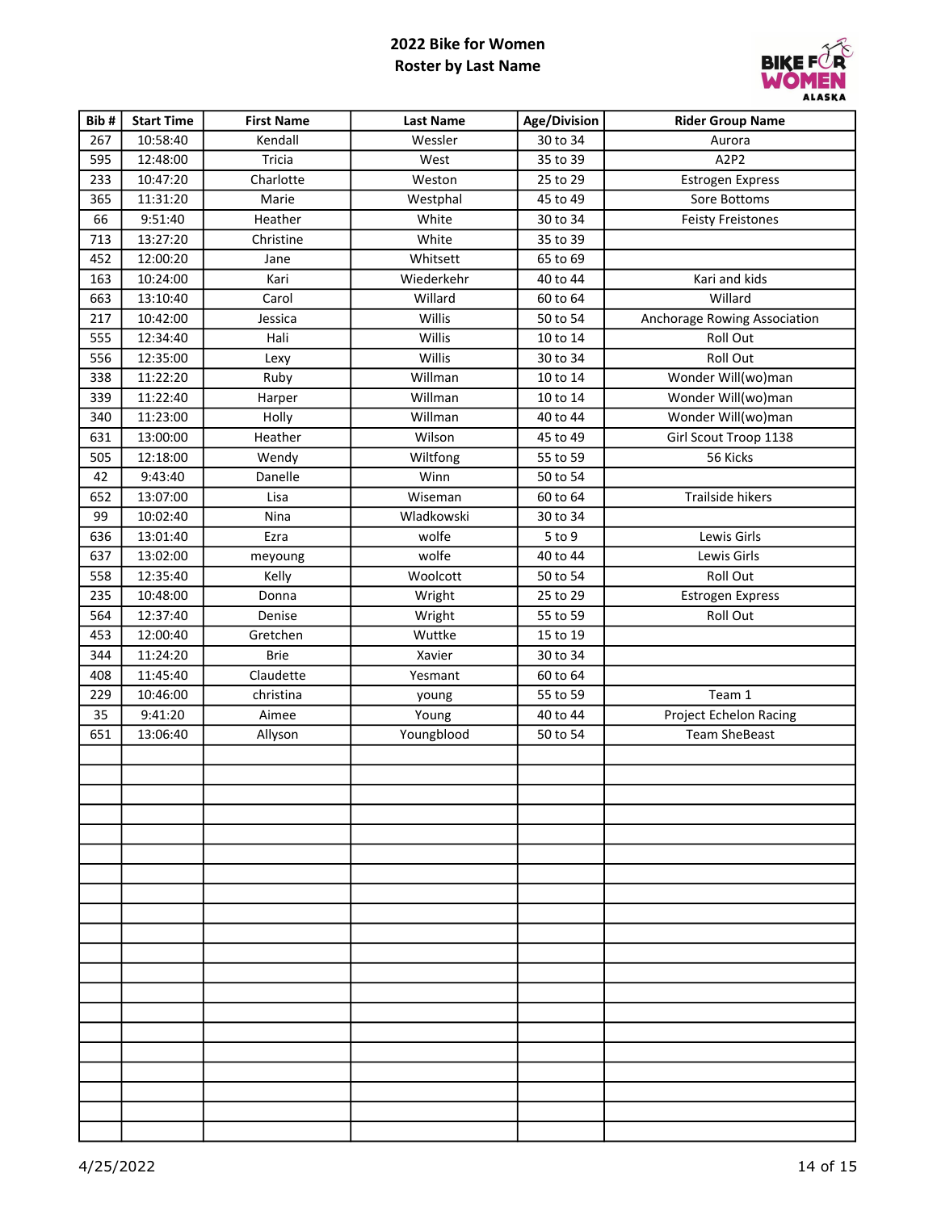# 2022 Bike for Women
## Roster by Last Name

| Bib # | Start Time | First Name | Last Name | Age/Division | Rider Group Name |
|---|---|---|---|---|---|
| 267 | 10:58:40 | Kendall | Wessler | 30 to 34 | Aurora |
| 595 | 12:48:00 | Tricia | West | 35 to 39 | A2P2 |
| 233 | 10:47:20 | Charlotte | Weston | 25 to 29 | Estrogen Express |
| 365 | 11:31:20 | Marie | Westphal | 45 to 49 | Sore Bottoms |
| 66 | 9:51:40 | Heather | White | 30 to 34 | Feisty Freistones |
| 713 | 13:27:20 | Christine | White | 35 to 39 | |
| 452 | 12:00:20 | Jane | Whitsett | 65 to 69 | |
| 163 | 10:24:00 | Kari | Wiederkehr | 40 to 44 | Kari and kids |
| 663 | 13:10:40 | Carol | Willard | 60 to 64 | Willard |
| 217 | 10:42:00 | Jessica | Willis | 50 to 54 | Anchorage Rowing Association |
| 555 | 12:34:40 | Hali | Willis | 10 to 14 | Roll Out |
| 556 | 12:35:00 | Lexy | Willis | 30 to 34 | Roll Out |
| 338 | 11:22:20 | Ruby | Willman | 10 to 14 | Wonder Will(wo)man |
| 339 | 11:22:40 | Harper | Willman | 10 to 14 | Wonder Will(wo)man |
| 340 | 11:23:00 | Holly | Willman | 40 to 44 | Wonder Will(wo)man |
| 631 | 13:00:00 | Heather | Wilson | 45 to 49 | Girl Scout Troop 1138 |
| 505 | 12:18:00 | Wendy | Wiltfong | 55 to 59 | 56 Kicks |
| 42 | 9:43:40 | Danelle | Winn | 50 to 54 | |
| 652 | 13:07:00 | Lisa | Wiseman | 60 to 64 | Trailside hikers |
| 99 | 10:02:40 | Nina | Wladkowski | 30 to 34 | |
| 636 | 13:01:40 | Ezra | wolfe | 5 to 9 | Lewis Girls |
| 637 | 13:02:00 | meyoung | wolfe | 40 to 44 | Lewis Girls |
| 558 | 12:35:40 | Kelly | Woolcott | 50 to 54 | Roll Out |
| 235 | 10:48:00 | Donna | Wright | 25 to 29 | Estrogen Express |
| 564 | 12:37:40 | Denise | Wright | 55 to 59 | Roll Out |
| 453 | 12:00:40 | Gretchen | Wuttke | 15 to 19 | |
| 344 | 11:24:20 | Brie | Xavier | 30 to 34 | |
| 408 | 11:45:40 | Claudette | Yesmant | 60 to 64 | |
| 229 | 10:46:00 | christina | young | 55 to 59 | Team 1 |
| 35 | 9:41:20 | Aimee | Young | 40 to 44 | Project Echelon Racing |
| 651 | 13:06:40 | Allyson | Youngblood | 50 to 54 | Team SheBeast |

4/25/2022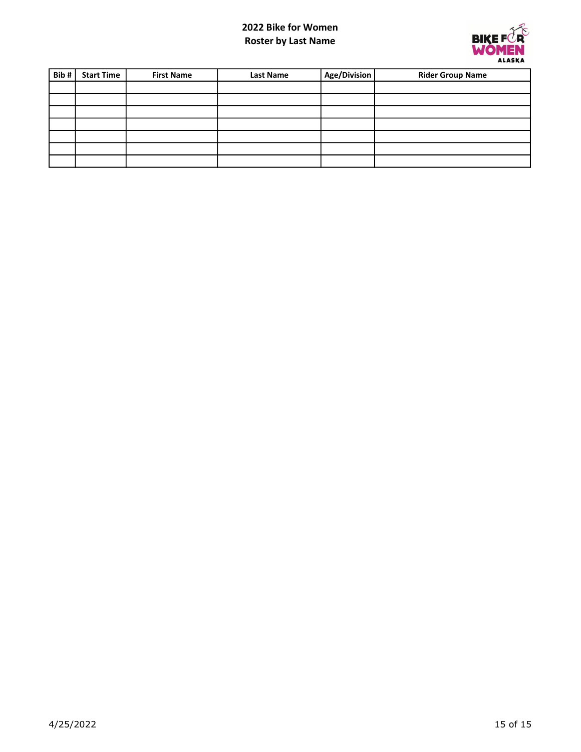**2022 Bike for Women**
**Roster by Last Name**

| Bib # | Start Time | First Name | Last Name | Age/Division | Rider Group Name |
|---|---|---|---|---|---|
| | | | | | |
| | | | | | |
| | | | | | |
| | | | | | |
| | | | | | |
| | | | | | |
| | | | | | |

4/25/2022